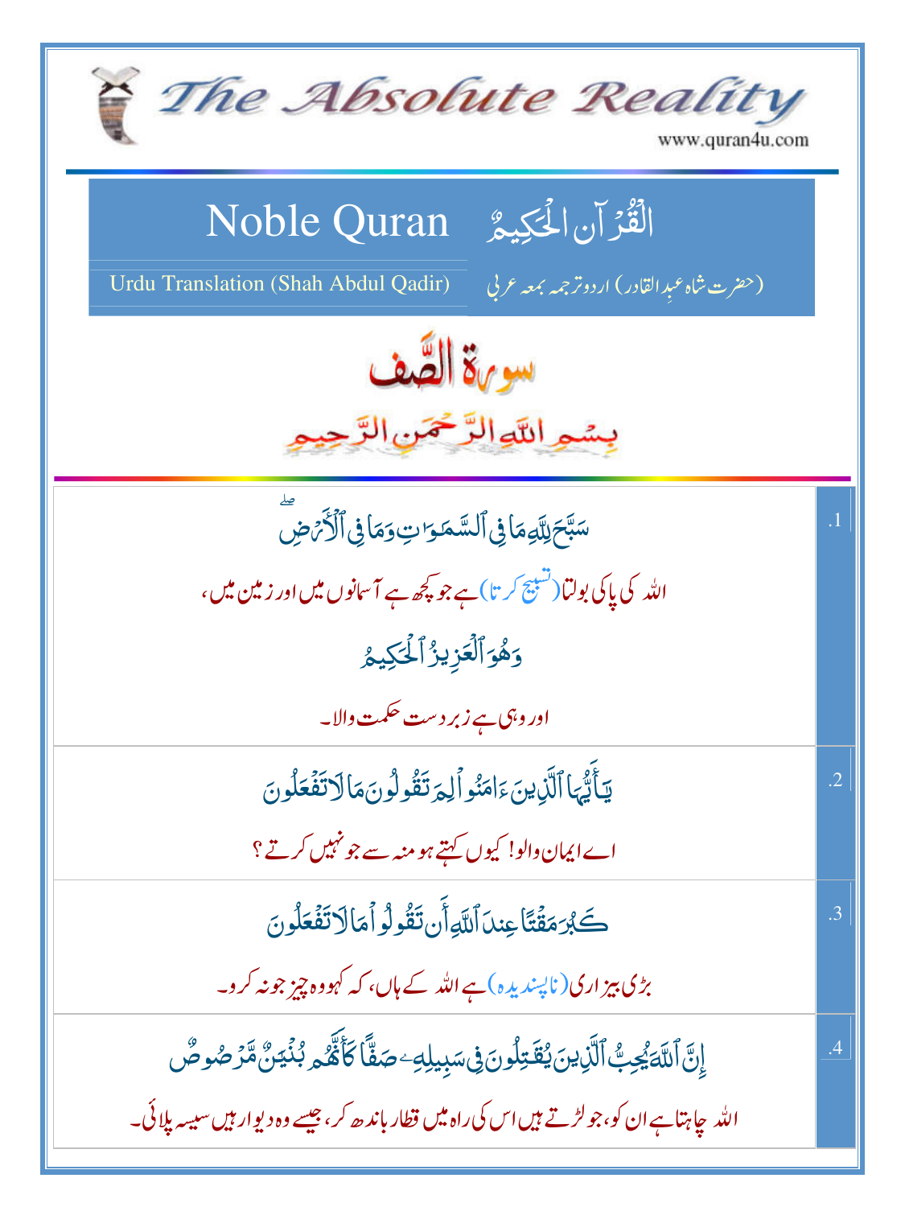# The Absolute Reality

www.quran4u.com

## Noble Quran — الْقُرآن الْحَكِيمُ

Urdu Translation (Shah Abdul Qadir) — (حضرت شاہ عبدِالقادر) اردو ترجمہ بمعہ عربی

# سورۃ الصّف

بِسْمِ اللّٰہِ الرَّحْمٰنِ الرَّحِیْمِ

| | |
|---|---|
| سَبَّحَ لِلَّهِ مَا فِي ٱلسَّمَٰوَٰتِ وَمَا فِي ٱلْأَرْضِ ۖ<br>اللہ کی پاکی بولتا (تسبیح کرتا) ہے جو کچھ ہے آسمانوں میں اور زمین میں،<br>وَهُوَ ٱلْعَزِيزُ ٱلْحَكِيمُ<br>اور وہی ہے زبردست حکمت والا۔ | .1 |
| يَٰٓأَيُّهَا ٱلَّذِينَ ءَامَنُوا۟ لِمَ تَقُولُونَ مَا لَا تَفْعَلُونَ<br>اے ایمان والو! کیوں کہتے ہو منہ سے جو نہیں کرتے؟ | .2 |
| كَبُرَ مَقْتًا عِندَ ٱللَّهِ أَن تَقُولُوا۟ مَا لَا تَفْعَلُونَ<br>بڑی بیزاری (ناپسندیدہ) ہے اللہ کے ہاں، کہ کہو وہ چیز جو نہ کرو۔ | .3 |
| إِنَّ ٱللَّهَ يُحِبُّ ٱلَّذِينَ يُقَٰتِلُونَ فِي سَبِيلِهِۦ صَفًّا كَأَنَّهُم بُنْيَٰنٌ مَّرْصُوصٌ<br>اللہ چاہتا ہے ان کو، جو لڑتے ہیں اس کی راہ میں قطار باندھ کر، جیسے وہ دیوار ہیں سیسہ پلائی۔ | .4 |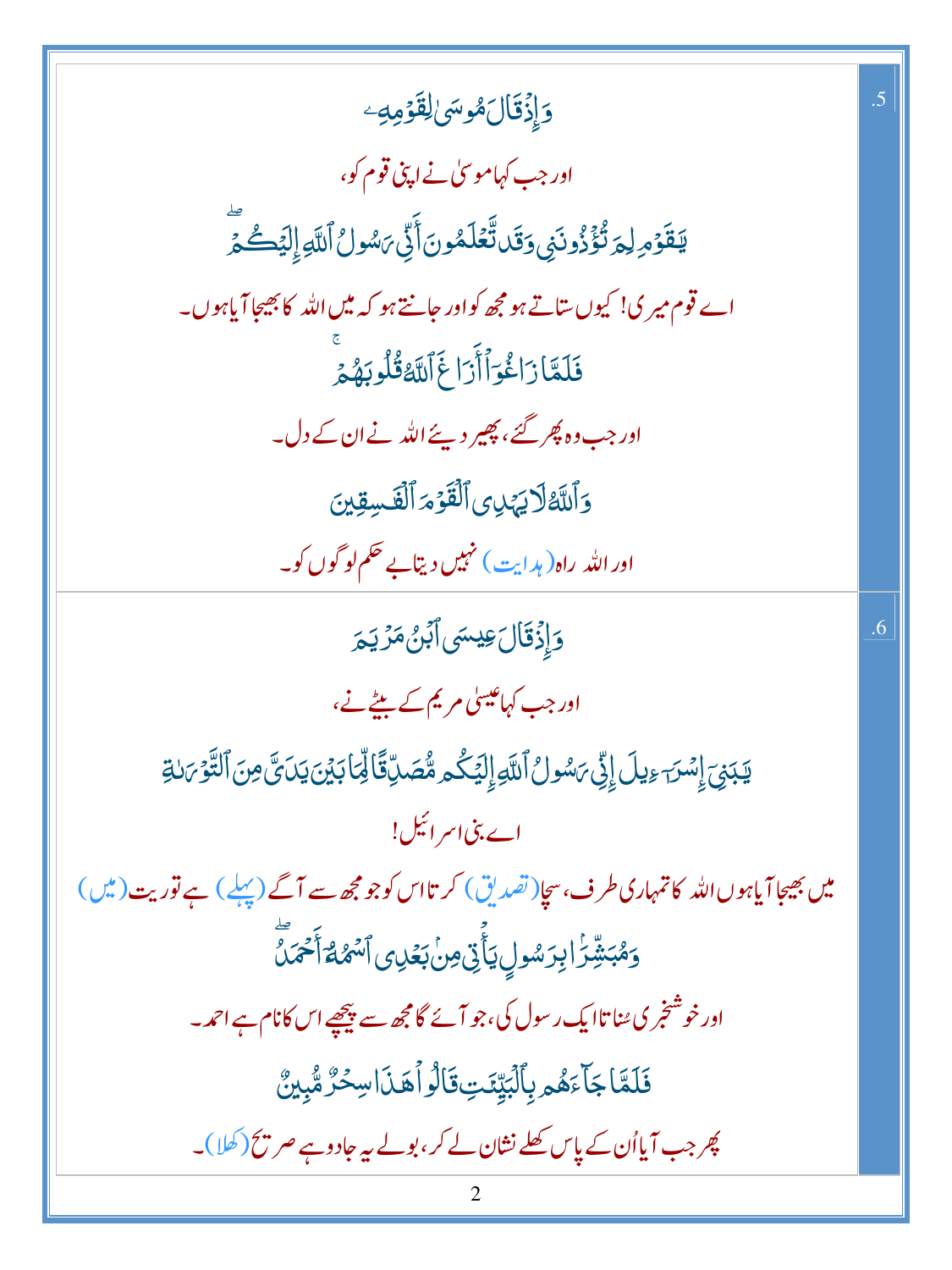| | |
|---|---|
| وَإِذْ قَالَ مُوسَىٰ لِقَوْمِهِۦ<br>اور جب کہا موسیٰ نے اپنی قوم کو،<br>يَٰقَوْمِ لِمَ تُؤْذُونَنِى وَقَد تَّعْلَمُونَ أَنِّى رَسُولُ ٱللَّهِ إِلَيْكُمْ ۖ<br>اے قوم میری! کیوں ستاتے ہو مجھ کو اور جانتے ہو کہ میں اللہ کا بھیجا آیا ہوں۔<br>فَلَمَّا زَاغُوٓا۟ أَزَاغَ ٱللَّهُ قُلُوبَهُمْ ۚ<br>اور جب وہ پھر گئے، پھیر دیئے اللہ نے ان کے دل۔<br>وَٱللَّهُ لَا يَهْدِى ٱلْقَوْمَ ٱلْفَٰسِقِينَ<br>اور اللہ راہ (ہدایت) نہیں دیتا بے حکم لوگوں کو۔ | .5 |
| وَإِذْ قَالَ عِيسَى ٱبْنُ مَرْيَمَ<br>اور جب کہا عیسیٰ مریم کے بیٹے نے،<br>يَٰبَنِىٓ إِسْرَٰٓءِيلَ إِنِّى رَسُولُ ٱللَّهِ إِلَيْكُم مُّصَدِّقًا لِّمَا بَيْنَ يَدَىَّ مِنَ ٱلتَّوْرَىٰةِ<br>اے بنی اسرائیل!<br>میں بھیجا آیا ہوں اللہ کا تمہاری طرف، سچا (تصدیق) کرتا اس کو جو مجھ سے آگے (پہلے) ہے توریت (میں)<br>وَمُبَشِّرًۢا بِرَسُولٍ يَأْتِى مِنۢ بَعْدِى ٱسْمُهُۥٓ أَحْمَدُ ۖ<br>اور خوشخبری سُناتا ایک رسول کی، جو آئے گا مجھ سے پیچھے اس کا نام ہے احمد۔<br>فَلَمَّا جَآءَهُم بِٱلْبَيِّنَٰتِ قَالُوا۟ هَٰذَا سِحْرٌ مُّبِينٌ<br>پھر جب آیا اُن کے پاس کھلے نشان لے کر، بولے یہ جادو ہے صریح (کھلا)۔ | .6 |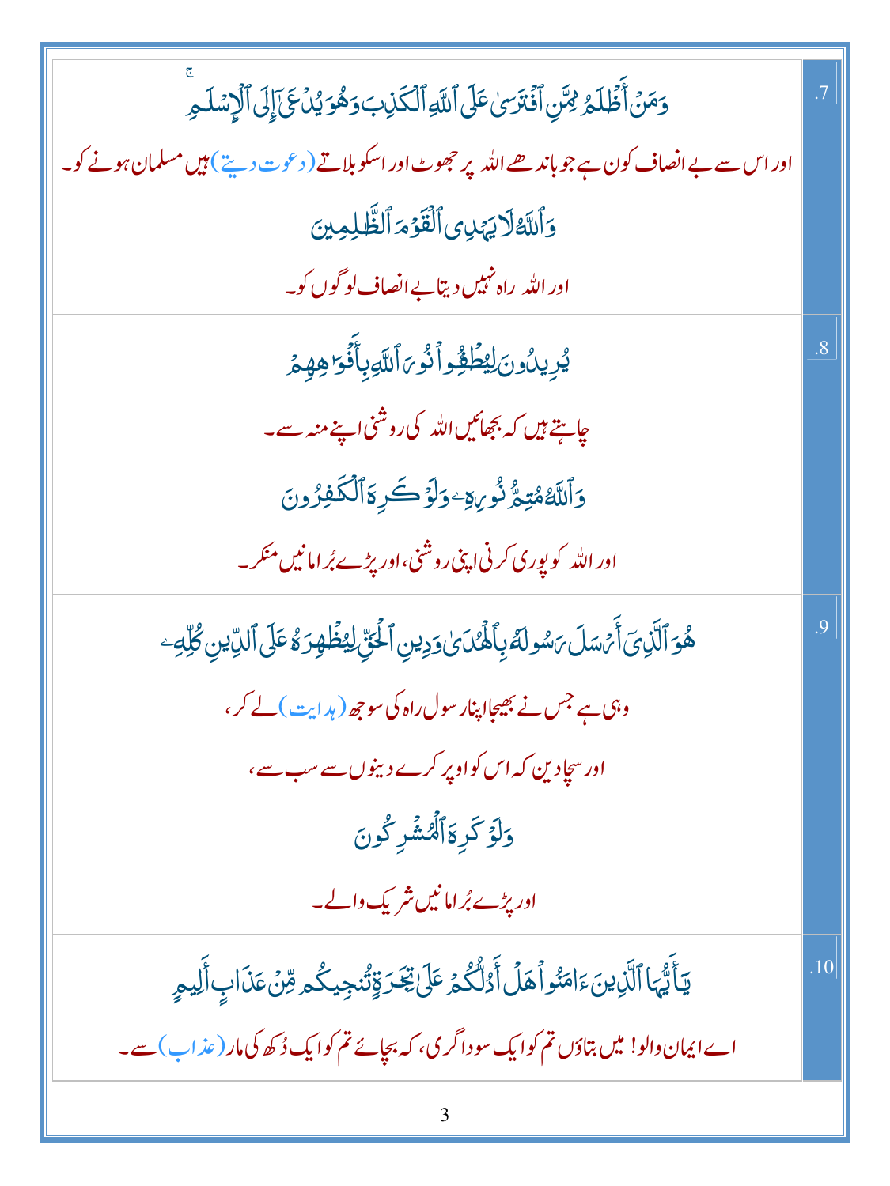| | |
|---|---|
| وَمَنۡ أَظۡلَمُ مِمَّنِ ٱفۡتَرَىٰ عَلَى ٱللَّهِ ٱلۡكَذِبَ وَهُوَ يُدۡعَىٰٓ إِلَى ٱلۡإِسۡلَٰمِۚ<br>اور اس سے بے انصاف کون ہے جو باندھے اللہ پر جھوٹ اور اسکو بلاتے (دعوت دیتے) ہیں مسلمان ہونے کو۔<br>وَٱللَّهُ لَا يَهۡدِي ٱلۡقَوۡمَ ٱلظَّٰلِمِينَ<br>اور اللہ راہ نہیں دیتا بے انصاف لوگوں کو۔ | .7 |
| يُرِيدُونَ لِيُطۡفِـُٔواْ نُورَ ٱللَّهِ بِأَفۡوَٰهِهِمۡ<br>چاہتے ہیں کہ بجھائیں اللہ کی روشنی اپنے منہ سے۔<br>وَٱللَّهُ مُتِمُّ نُورِهِۦ وَلَوۡ كَرِهَ ٱلۡكَٰفِرُونَ<br>اور اللہ کو پوری کرنی اپنی روشنی، اور پڑے بُرا مانیں منکر۔ | .8 |
| هُوَ ٱلَّذِيٓ أَرۡسَلَ رَسُولَهُۥ بِٱلۡهُدَىٰ وَدِينِ ٱلۡحَقِّ لِيُظۡهِرَهُۥ عَلَى ٱلدِّينِ كُلِّهِۦ<br>وہی ہے جس نے بھیجا اپنا رسول راہ کی سوجھ (ہدایت) لے کر،<br>اور سچا دین کہ اس کو اوپر کرے دینوں سے سب سے،<br>وَلَوۡ كَرِهَ ٱلۡمُشۡرِكُونَ<br>اور پڑے بُرا مانیں شریک والے۔ | .9 |
| يَٰٓأَيُّهَا ٱلَّذِينَ ءَامَنُواْ هَلۡ أَدُلُّكُمۡ عَلَىٰ تِجَٰرَةٖ تُنجِيكُم مِّنۡ عَذَابٍ أَلِيمٖ<br>اے ایمان والو! میں بتاؤں تم کو ایک سوداگری، کہ بچائے تم کو ایک دُکھ کی مار (عذاب) سے۔ | .10 |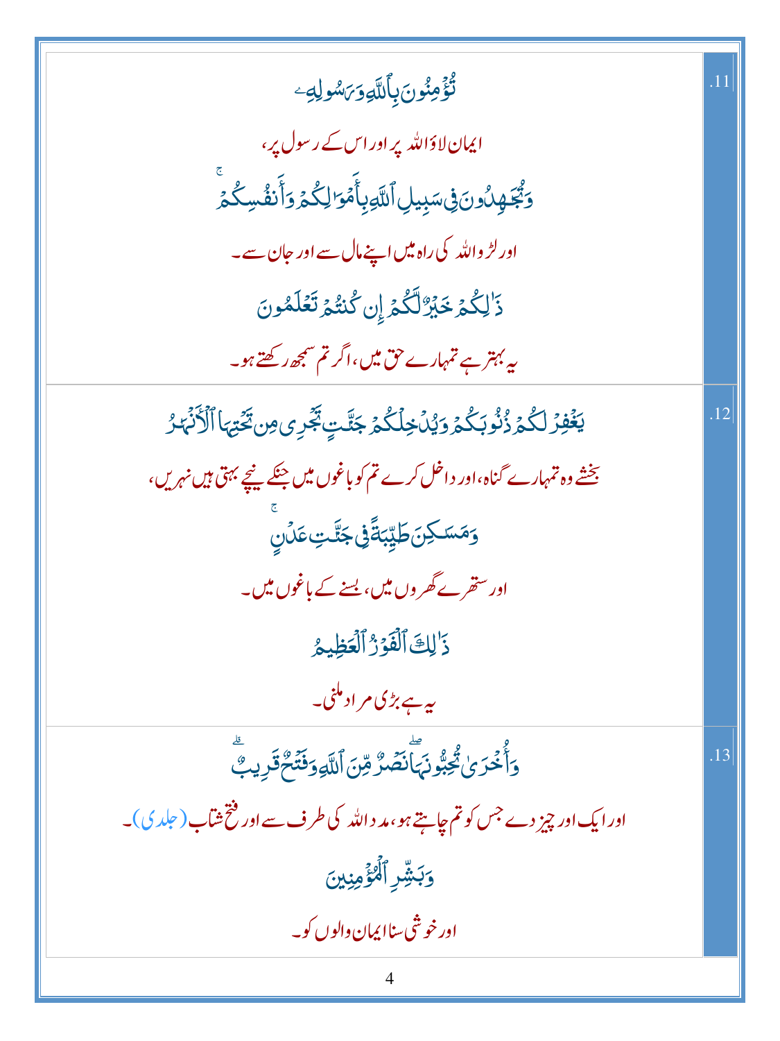| | |
|---|---|
| تُؤْمِنُونَ بِٱللَّهِ وَرَسُولِهِۦ<br>ایمان لاؤاللہ پر اور اس کے رسول پر،<br>وَتُجَٰهِدُونَ فِى سَبِيلِ ٱللَّهِ بِأَمْوَٰلِكُمْ وَأَنفُسِكُمْ ۚ<br>اور لڑو اللہ کی راہ میں اپنے مال سے اور جان سے۔<br>ذَٰلِكُمْ خَيْرٌ لَّكُمْ إِن كُنتُمْ تَعْلَمُونَ<br>یہ بہتر ہے تمہارے حق میں، اگر تم سمجھ رکھتے ہو۔ | .11 |
| يَغْفِرْ لَكُمْ ذُنُوبَكُمْ وَيُدْخِلْكُمْ جَنَّٰتٍ تَجْرِى مِن تَحْتِهَا ٱلْأَنْهَٰرُ<br>بخشے وہ تمہارے گناہ، اور داخل کرے تم کو باغوں میں جنکے نیچے بہتی ہیں نہریں،<br>وَمَسَٰكِنَ طَيِّبَةً فِى جَنَّٰتِ عَدْنٍ ۚ<br>اور ستھرے گھروں میں، بسنے کے باغوں میں۔<br>ذَٰلِكَ ٱلْفَوْزُ ٱلْعَظِيمُ<br>یہ ہے بڑی مراد ملنی۔ | .12 |
| وَأُخْرَىٰ تُحِبُّونَهَا ۖ نَصْرٌ مِّنَ ٱللَّهِ وَفَتْحٌ قَرِيبٌ ۗ<br>اور ایک اور چیز دے جس کو تم چاہتے ہو، مدد اللہ کی طرف سے اور فتح شتاب (جلدی)۔<br>وَبَشِّرِ ٱلْمُؤْمِنِينَ<br>اور خوشی سنا ایمان والوں کو۔ | .13 |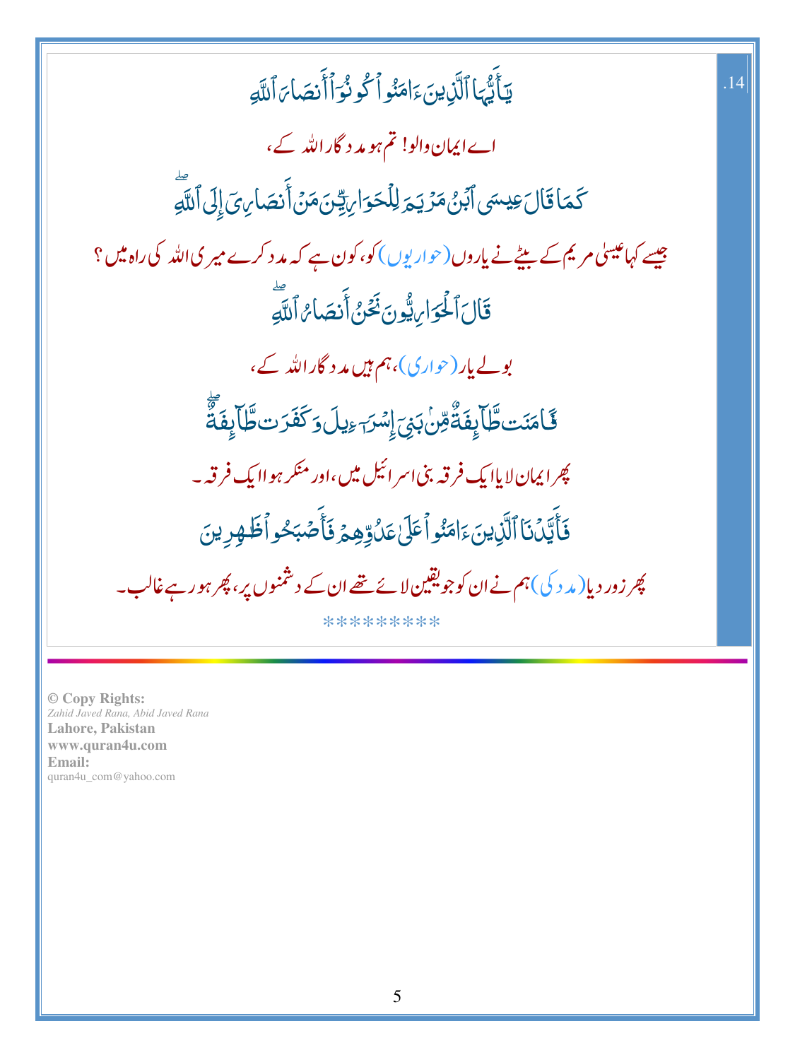.14

يَـٰٓأَيُّهَا ٱلَّذِينَ ءَامَنُوا۟ كُونُوٓا۟ أَنصَارَ ٱللَّهِ

اے ایمان والو! تم ہو مددگار اللہ کے،

كَمَا قَالَ عِيسَى ٱبْنُ مَرْيَمَ لِلْحَوَارِيِّـۧنَ مَنْ أَنصَارِىٓ إِلَى ٱللَّهِ ۖ

جیسے کہا عیسیٰ مریم کے بیٹے نے یاروں (حواریوں) کو، کون ہے کہ مدد کرے میری اللہ کی راہ میں؟

قَالَ ٱلْحَوَارِيُّونَ نَحْنُ أَنصَارُ ٱللَّهِ ۖ

بولے یار (حواری)، ہم ہیں مددگار اللہ کے،

فَـَٔامَنَت طَّآئِفَةٌ مِّنۢ بَنِىٓ إِسْرَٰٓءِيلَ وَكَفَرَت طَّآئِفَةٌ ۖ

پھر ایمان لایا ایک فرقہ بنی اسرائیل میں، اور منکر ہوا ایک فرقہ۔

فَأَيَّدْنَا ٱلَّذِينَ ءَامَنُوا۟ عَلَىٰ عَدُوِّهِمْ فَأَصْبَحُوا۟ ظَـٰهِرِينَ

پھر زور دیا (مدد کی) ہم نے ان کو جو یقین لائے تھے ان کے دشمنوں پر، پھر ہو رہے غالب۔

*********

© Copy Rights:
*Zahid Javed Rana, Abid Javed Rana*
**Lahore, Pakistan**
**www.quran4u.com**
**Email:**
quran4u_com@yahoo.com